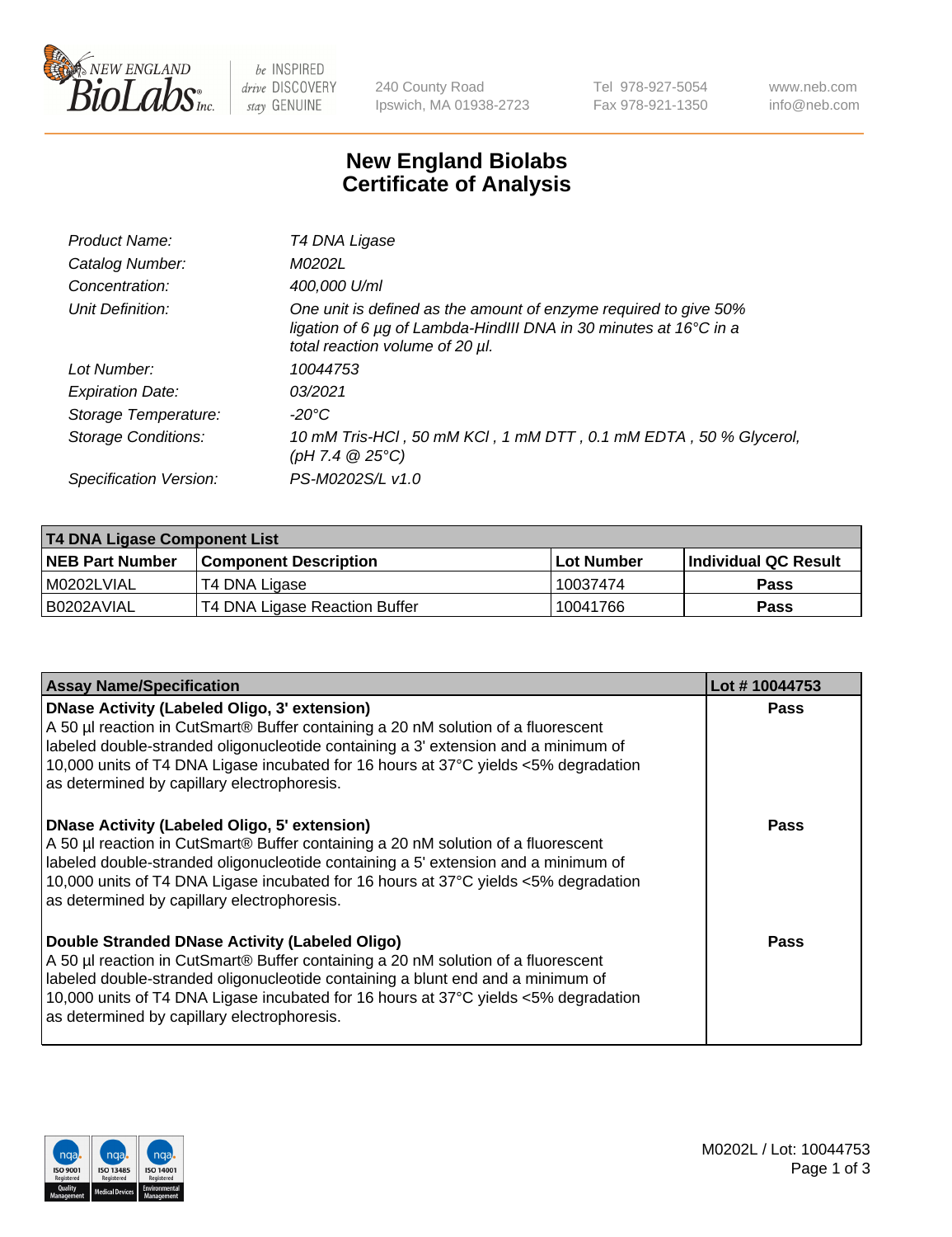# New England Biolabs Certificate of Analysis

| | |
|---|---|
| Product Name: | T4 DNA Ligase |
| Catalog Number: | M0202L |
| Concentration: | 400,000 U/ml |
| Unit Definition: | One unit is defined as the amount of enzyme required to give 50% ligation of 6 µg of Lambda-HindIII DNA in 30 minutes at 16°C in a total reaction volume of 20 µl. |
| Lot Number: | 10044753 |
| Expiration Date: | 03/2021 |
| Storage Temperature: | -20°C |
| Storage Conditions: | 10 mM Tris-HCl , 50 mM KCl , 1 mM DTT , 0.1 mM EDTA , 50 % Glycerol, (pH 7.4 @ 25°C) |
| Specification Version: | PS-M0202S/L v1.0 |

| T4 DNA Ligase Component List | | | |
|---|---|---|---|
| **NEB Part Number** | **Component Description** | **Lot Number** | **Individual QC Result** |
| M0202LVIAL | T4 DNA Ligase | 10037474 | Pass |
| B0202AVIAL | T4 DNA Ligase Reaction Buffer | 10041766 | Pass |

| Assay Name/Specification | Lot # 10044753 |
|---|---|
| **DNase Activity (Labeled Oligo, 3' extension)** A 50 µl reaction in CutSmart® Buffer containing a 20 nM solution of a fluorescent labeled double-stranded oligonucleotide containing a 3' extension and a minimum of 10,000 units of T4 DNA Ligase incubated for 16 hours at 37°C yields <5% degradation as determined by capillary electrophoresis. | Pass |
| **DNase Activity (Labeled Oligo, 5' extension)** A 50 µl reaction in CutSmart® Buffer containing a 20 nM solution of a fluorescent labeled double-stranded oligonucleotide containing a 5' extension and a minimum of 10,000 units of T4 DNA Ligase incubated for 16 hours at 37°C yields <5% degradation as determined by capillary electrophoresis. | Pass |
| **Double Stranded DNase Activity (Labeled Oligo)** A 50 µl reaction in CutSmart® Buffer containing a 20 nM solution of a fluorescent labeled double-stranded oligonucleotide containing a blunt end and a minimum of 10,000 units of T4 DNA Ligase incubated for 16 hours at 37°C yields <5% degradation as determined by capillary electrophoresis. | Pass |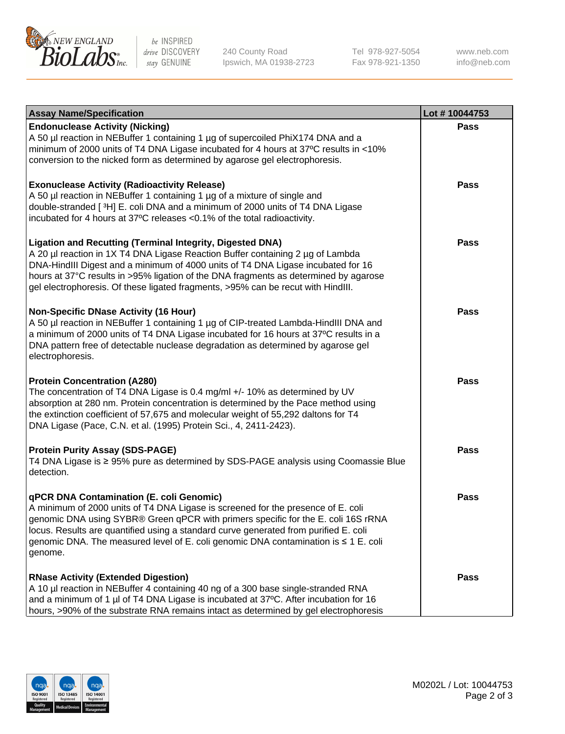| Assay Name/Specification | Lot # 10044753 |
| --- | --- |
| **Endonuclease Activity (Nicking)**<br>A 50 µl reaction in NEBuffer 1 containing 1 µg of supercoiled PhiX174 DNA and a minimum of 2000 units of T4 DNA Ligase incubated for 4 hours at 37ºC results in <10% conversion to the nicked form as determined by agarose gel electrophoresis. | Pass |
| **Exonuclease Activity (Radioactivity Release)**<br>A 50 µl reaction in NEBuffer 1 containing 1 µg of a mixture of single and double-stranded [ $^3$H] E. coli DNA and a minimum of 2000 units of T4 DNA Ligase incubated for 4 hours at 37ºC releases <0.1% of the total radioactivity. | Pass |
| **Ligation and Recutting (Terminal Integrity, Digested DNA)**<br>A 20 µl reaction in 1X T4 DNA Ligase Reaction Buffer containing 2 µg of Lambda DNA-HindIII Digest and a minimum of 4000 units of T4 DNA Ligase incubated for 16 hours at 37°C results in >95% ligation of the DNA fragments as determined by agarose gel electrophoresis. Of these ligated fragments, >95% can be recut with HindIII. | Pass |
| **Non-Specific DNase Activity (16 Hour)**<br>A 50 µl reaction in NEBuffer 1 containing 1 µg of CIP-treated Lambda-HindIII DNA and a minimum of 2000 units of T4 DNA Ligase incubated for 16 hours at 37ºC results in a DNA pattern free of detectable nuclease degradation as determined by agarose gel electrophoresis. | Pass |
| **Protein Concentration (A280)**<br>The concentration of T4 DNA Ligase is 0.4 mg/ml +/- 10% as determined by UV absorption at 280 nm. Protein concentration is determined by the Pace method using the extinction coefficient of 57,675 and molecular weight of 55,292 daltons for T4 DNA Ligase (Pace, C.N. et al. (1995) Protein Sci., 4, 2411-2423). | Pass |
| **Protein Purity Assay (SDS-PAGE)**<br>T4 DNA Ligase is ≥ 95% pure as determined by SDS-PAGE analysis using Coomassie Blue detection. | Pass |
| **qPCR DNA Contamination (E. coli Genomic)**<br>A minimum of 2000 units of T4 DNA Ligase is screened for the presence of E. coli genomic DNA using SYBR® Green qPCR with primers specific for the E. coli 16S rRNA locus. Results are quantified using a standard curve generated from purified E. coli genomic DNA. The measured level of E. coli genomic DNA contamination is ≤ 1 E. coli genome. | Pass |
| **RNase Activity (Extended Digestion)**<br>A 10 µl reaction in NEBuffer 4 containing 40 ng of a 300 base single-stranded RNA and a minimum of 1 µl of T4 DNA Ligase is incubated at 37ºC. After incubation for 16 hours, >90% of the substrate RNA remains intact as determined by gel electrophoresis | Pass |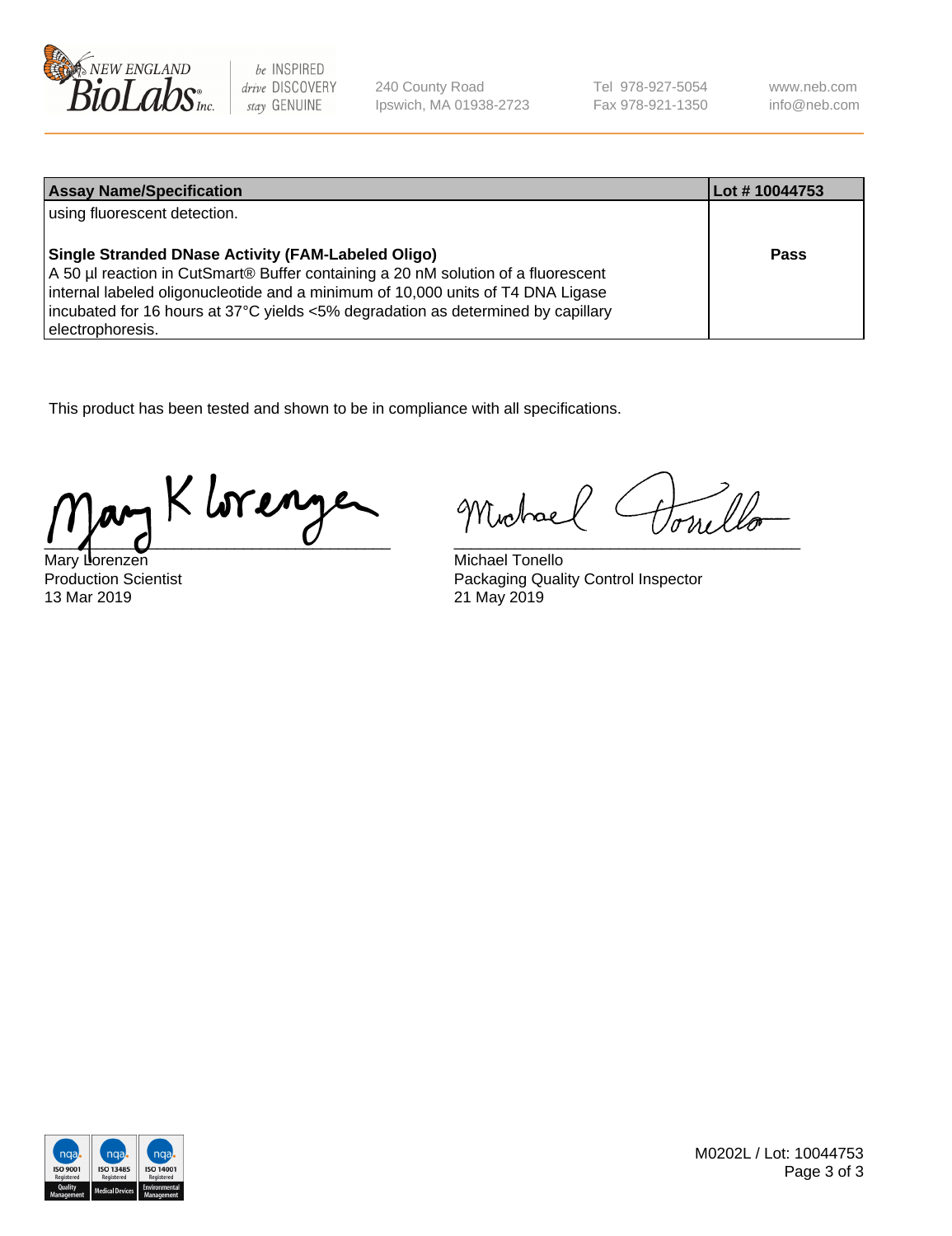| Assay Name/Specification | Lot # 10044753 |
| --- | --- |
| using fluorescent detection. | |
| **Single Stranded DNase Activity (FAM-Labeled Oligo)**<br>A 50 µl reaction in CutSmart® Buffer containing a 20 nM solution of a fluorescent internal labeled oligonucleotide and a minimum of 10,000 units of T4 DNA Ligase incubated for 16 hours at 37°C yields <5% degradation as determined by capillary electrophoresis. | **Pass** |

This product has been tested and shown to be in compliance with all specifications.

Mary Lorenzen
Production Scientist
13 Mar 2019

Michael Tonello
Packaging Quality Control Inspector
21 May 2019

M0202L / Lot: 10044753